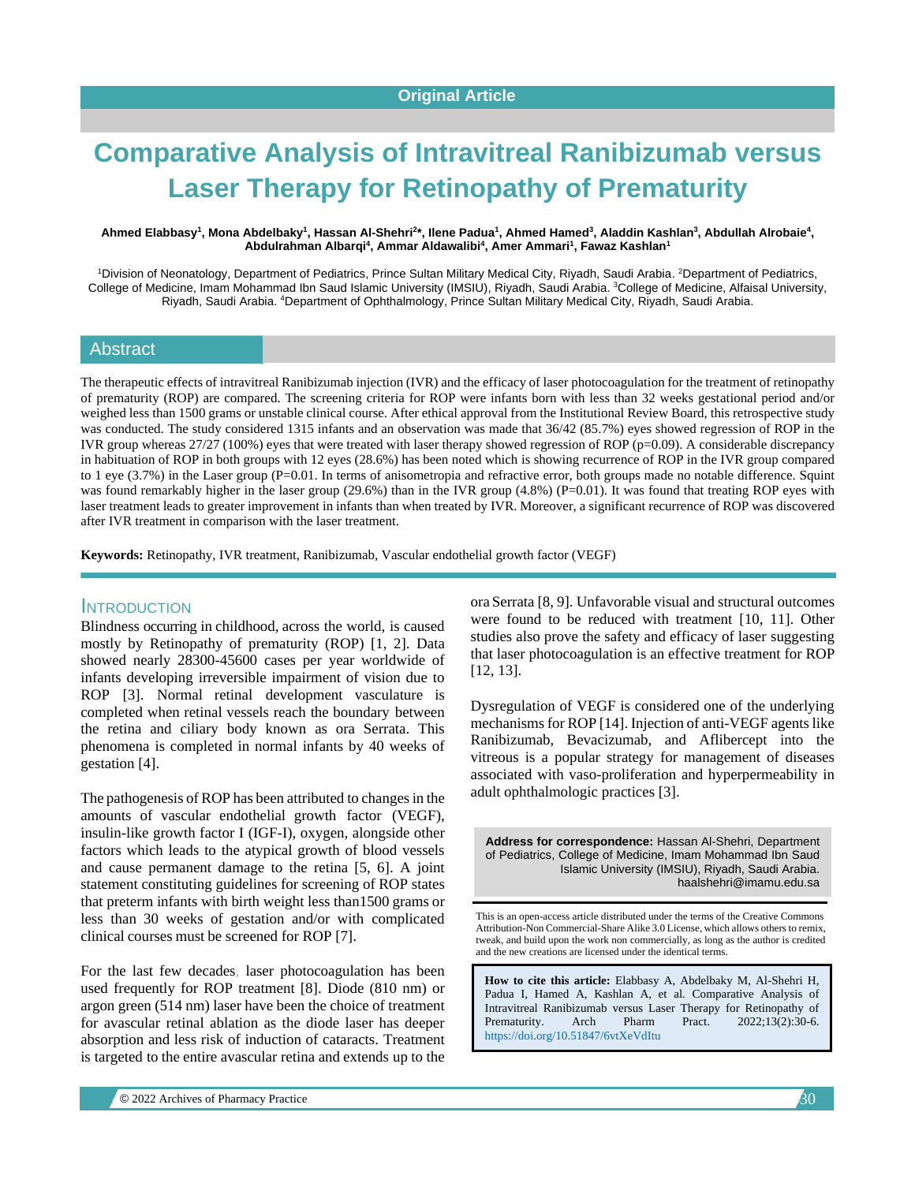Original Article

# Comparative Analysis of Intravitreal Ranibizumab versus Laser Therapy for Retinopathy of Prematurity

**Ahmed Elabbasy[1], Mona Abdelbaky[1], Hassan Al-Shehri[2]\*, Ilene Padua[1], Ahmed Hamed[3], Aladdin Kashlan[3], Abdullah Alrobaie[4], Abdulrahman Albarqi[4], Ammar Aldawalibi[4], Amer Ammari[1], Fawaz Kashlan[1]**

[1]Division of Neonatology, Department of Pediatrics, Prince Sultan Military Medical City, Riyadh, Saudi Arabia. [2]Department of Pediatrics, College of Medicine, Imam Mohammad Ibn Saud Islamic University (IMSIU), Riyadh, Saudi Arabia. [3]College of Medicine, Alfaisal University, Riyadh, Saudi Arabia. [4]Department of Ophthalmology, Prince Sultan Military Medical City, Riyadh, Saudi Arabia.

## Abstract

The therapeutic effects of intravitreal Ranibizumab injection (IVR) and the efficacy of laser photocoagulation for the treatment of retinopathy of prematurity (ROP) are compared. The screening criteria for ROP were infants born with less than 32 weeks gestational period and/or weighed less than 1500 grams or unstable clinical course. After ethical approval from the Institutional Review Board, this retrospective study was conducted. The study considered 1315 infants and an observation was made that 36/42 (85.7%) eyes showed regression of ROP in the IVR group whereas 27/27 (100%) eyes that were treated with laser therapy showed regression of ROP (p=0.09). A considerable discrepancy in habituation of ROP in both groups with 12 eyes (28.6%) has been noted which is showing recurrence of ROP in the IVR group compared to 1 eye (3.7%) in the Laser group (P=0.01). In terms of anisometropia and refractive error, both groups made no notable difference. Squint was found remarkably higher in the laser group (29.6%) than in the IVR group (4.8%) (P=0.01). It was found that treating ROP eyes with laser treatment leads to greater improvement in infants than when treated by IVR. Moreover, a significant recurrence of ROP was discovered after IVR treatment in comparison with the laser treatment.

**Keywords:** Retinopathy, IVR treatment, Ranibizumab, Vascular endothelial growth factor (VEGF)

## Introduction

Blindness occurring in childhood, across the world, is caused mostly by Retinopathy of prematurity (ROP) [1, 2]. Data showed nearly 28300-45600 cases per year worldwide of infants developing irreversible impairment of vision due to ROP [3]. Normal retinal development vasculature is completed when retinal vessels reach the boundary between the retina and ciliary body known as ora Serrata. This phenomena is completed in normal infants by 40 weeks of gestation [4].

The pathogenesis of ROP has been attributed to changes in the amounts of vascular endothelial growth factor (VEGF), insulin-like growth factor I (IGF-I), oxygen, alongside other factors which leads to the atypical growth of blood vessels and cause permanent damage to the retina [5, 6]. A joint statement constituting guidelines for screening of ROP states that preterm infants with birth weight less than1500 grams or less than 30 weeks of gestation and/or with complicated clinical courses must be screened for ROP [7].

For the last few decades, laser photocoagulation has been used frequently for ROP treatment [8]. Diode (810 nm) or argon green (514 nm) laser have been the choice of treatment for avascular retinal ablation as the diode laser has deeper absorption and less risk of induction of cataracts. Treatment is targeted to the entire avascular retina and extends up to the ora Serrata [8, 9]. Unfavorable visual and structural outcomes were found to be reduced with treatment [10, 11]. Other studies also prove the safety and efficacy of laser suggesting that laser photocoagulation is an effective treatment for ROP [12, 13].

Dysregulation of VEGF is considered one of the underlying mechanisms for ROP [14]. Injection of anti-VEGF agents like Ranibizumab, Bevacizumab, and Aflibercept into the vitreous is a popular strategy for management of diseases associated with vaso-proliferation and hyperpermeability in adult ophthalmologic practices [3].

**Address for correspondence:** Hassan Al-Shehri, Department of Pediatrics, College of Medicine, Imam Mohammad Ibn Saud Islamic University (IMSIU), Riyadh, Saudi Arabia. haalshehri@imamu.edu.sa

This is an open-access article distributed under the terms of the Creative Commons Attribution-Non Commercial-Share Alike 3.0 License, which allows others to remix, tweak, and build upon the work non commercially, as long as the author is credited and the new creations are licensed under the identical terms.

**How to cite this article:** Elabbasy A, Abdelbaky M, Al-Shehri H, Padua I, Hamed A, Kashlan A, et al. Comparative Analysis of Intravitreal Ranibizumab versus Laser Therapy for Retinopathy of Prematurity. Arch Pharm Pract. 2022;13(2):30-6. https://doi.org/10.51847/6vtXeVdItu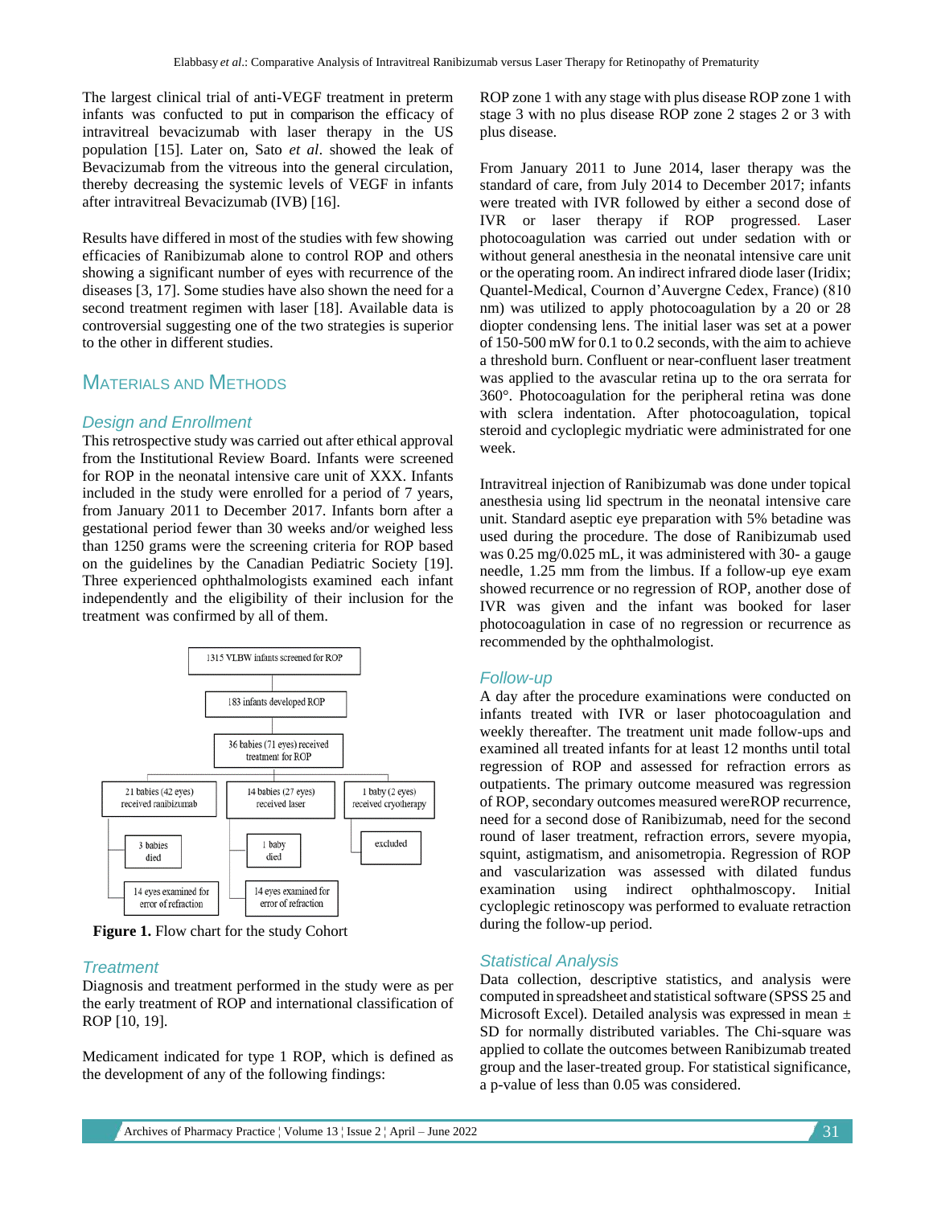The largest clinical trial of anti-VEGF treatment in preterm infants was confucted to put in comparison the efficacy of intravitreal bevacizumab with laser therapy in the US population [15]. Later on, Sato *et al*. showed the leak of Bevacizumab from the vitreous into the general circulation, thereby decreasing the systemic levels of VEGF in infants after intravitreal Bevacizumab (IVB) [16].

Results have differed in most of the studies with few showing efficacies of Ranibizumab alone to control ROP and others showing a significant number of eyes with recurrence of the diseases [3, 17]. Some studies have also shown the need for a second treatment regimen with laser [18]. Available data is controversial suggesting one of the two strategies is superior to the other in different studies.

## Materials and Methods

### Design and Enrollment

This retrospective study was carried out after ethical approval from the Institutional Review Board. Infants were screened for ROP in the neonatal intensive care unit of XXX. Infants included in the study were enrolled for a period of 7 years, from January 2011 to December 2017. Infants born after a gestational period fewer than 30 weeks and/or weighed less than 1250 grams were the screening criteria for ROP based on the guidelines by the Canadian Pediatric Society [19]. Three experienced ophthalmologists examined each infant independently and the eligibility of their inclusion for the treatment was confirmed by all of them.

1315 VLBW infants screened for ROP → 183 infants developed ROP → 36 babies (71 eyes) received treatment for ROP → 21 babies (42 eyes) received ranibizumab (3 babies died; 14 eyes examined for error of refraction); 14 babies (27 eyes) received laser (1 baby died; 14 eyes examined for error of refraction); 1 baby (2 eyes) received cryotherapy (excluded)

**Figure 1.** Flow chart for the study Cohort

### Treatment

Diagnosis and treatment performed in the study were as per the early treatment of ROP and international classification of ROP [10, 19].

Medicament indicated for type 1 ROP, which is defined as the development of any of the following findings:

ROP zone 1 with any stage with plus disease ROP zone 1 with stage 3 with no plus disease ROP zone 2 stages 2 or 3 with plus disease.

From January 2011 to June 2014, laser therapy was the standard of care, from July 2014 to December 2017; infants were treated with IVR followed by either a second dose of IVR or laser therapy if ROP progressed. Laser photocoagulation was carried out under sedation with or without general anesthesia in the neonatal intensive care unit or the operating room. An indirect infrared diode laser (Iridix; Quantel-Medical, Cournon d'Auvergne Cedex, France) (810 nm) was utilized to apply photocoagulation by a 20 or 28 diopter condensing lens. The initial laser was set at a power of 150-500 mW for 0.1 to 0.2 seconds, with the aim to achieve a threshold burn. Confluent or near-confluent laser treatment was applied to the avascular retina up to the ora serrata for 360°. Photocoagulation for the peripheral retina was done with sclera indentation. After photocoagulation, topical steroid and cycloplegic mydriatic were administrated for one week.

Intravitreal injection of Ranibizumab was done under topical anesthesia using lid spectrum in the neonatal intensive care unit. Standard aseptic eye preparation with 5% betadine was used during the procedure. The dose of Ranibizumab used was 0.25 mg/0.025 mL, it was administered with 30- a gauge needle, 1.25 mm from the limbus. If a follow-up eye exam showed recurrence or no regression of ROP, another dose of IVR was given and the infant was booked for laser photocoagulation in case of no regression or recurrence as recommended by the ophthalmologist.

### Follow-up

A day after the procedure examinations were conducted on infants treated with IVR or laser photocoagulation and weekly thereafter. The treatment unit made follow-ups and examined all treated infants for at least 12 months until total regression of ROP and assessed for refraction errors as outpatients. The primary outcome measured was regression of ROP, secondary outcomes measured wereROP recurrence, need for a second dose of Ranibizumab, need for the second round of laser treatment, refraction errors, severe myopia, squint, astigmatism, and anisometropia. Regression of ROP and vascularization was assessed with dilated fundus examination using indirect ophthalmoscopy. Initial cycloplegic retinoscopy was performed to evaluate retraction during the follow-up period.

### Statistical Analysis

Data collection, descriptive statistics, and analysis were computed in spreadsheet and statistical software (SPSS 25 and Microsoft Excel). Detailed analysis was expressed in mean ± SD for normally distributed variables. The Chi-square was applied to collate the outcomes between Ranibizumab treated group and the laser-treated group. For statistical significance, a p-value of less than 0.05 was considered.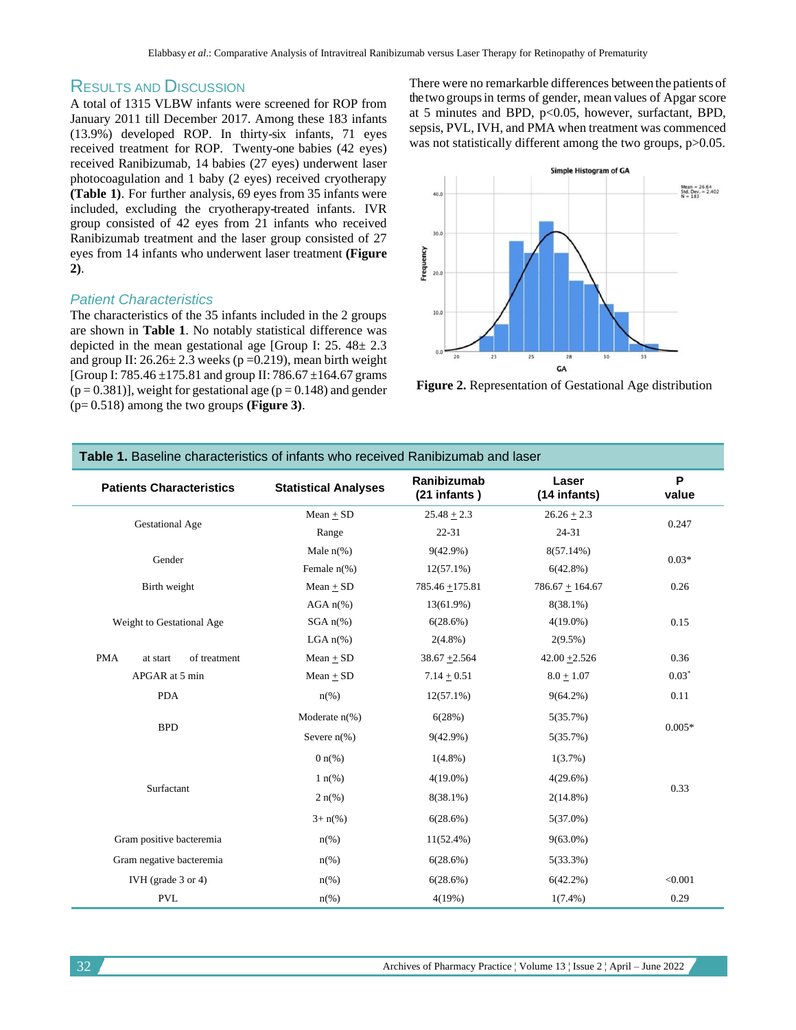## RESULTS AND DISCUSSION

A total of 1315 VLBW infants were screened for ROP from January 2011 till December 2017. Among these 183 infants (13.9%) developed ROP. In thirty-six infants, 71 eyes received treatment for ROP. Twenty-one babies (42 eyes) received Ranibizumab, 14 babies (27 eyes) underwent laser photocoagulation and 1 baby (2 eyes) received cryotherapy **(Table 1)**. For further analysis, 69 eyes from 35 infants were included, excluding the cryotherapy-treated infants. IVR group consisted of 42 eyes from 21 infants who received Ranibizumab treatment and the laser group consisted of 27 eyes from 14 infants who underwent laser treatment **(Figure 2)**.

### *Patient Characteristics*

The characteristics of the 35 infants included in the 2 groups are shown in **Table 1**. No notably statistical difference was depicted in the mean gestational age [Group I: 25. 48± 2.3 and group II: 26.26± 2.3 weeks (p =0.219), mean birth weight [Group I: 785.46 ±175.81 and group II: 786.67 ±164.67 grams (p = 0.381)], weight for gestational age (p = 0.148) and gender (p= 0.518) among the two groups **(Figure 3)**.

There were no remarkarble differences between the patients of the two groups in terms of gender, mean values of Apgar score at 5 minutes and BPD, p<0.05, however, surfactant, BPD, sepsis, PVL, IVH, and PMA when treatment was commenced was not statistically different among the two groups, p>0.05.

**Figure 2.** Representation of Gestational Age distribution

**Table 1.** Baseline characteristics of infants who received Ranibizumab and laser

| Patients Characteristics | Statistical Analyses | Ranibizumab (21 infants ) | Laser (14 infants) | P value |
|---|---|---|---|---|
| Gestational Age | Mean ± SD | 25.48 ± 2.3 | 26.26 ± 2.3 | 0.247 |
| | Range | 22-31 | 24-31 | |
| Gender | Male n(%) | 9(42.9%) | 8(57.14%) | 0.03* |
| | Female n(%) | 12(57.1%) | 6(42.8%) | |
| Birth weight | Mean ± SD | 785.46 ±175.81 | 786.67 ± 164.67 | 0.26 |
| Weight to Gestational Age | AGA n(%) | 13(61.9%) | 8(38.1%) | 0.15 |
| | SGA n(%) | 6(28.6%) | 4(19.0%) | |
| | LGA n(%) | 2(4.8%) | 2(9.5%) | |
| PMA at start of treatment | Mean ± SD | 38.67 ±2.564 | 42.00 ±2.526 | 0.36 |
| APGAR at 5 min | Mean ± SD | 7.14 ± 0.51 | 8.0 ± 1.07 | 0.03* |
| PDA | n(%) | 12(57.1%) | 9(64.2%) | 0.11 |
| BPD | Moderate n(%) | 6(28%) | 5(35.7%) | 0.005* |
| | Severe n(%) | 9(42.9%) | 5(35.7%) | |
| Surfactant | 0 n(%) | 1(4.8%) | 1(3.7%) | 0.33 |
| | 1 n(%) | 4(19.0%) | 4(29.6%) | |
| | 2 n(%) | 8(38.1%) | 2(14.8%) | |
| | 3+ n(%) | 6(28.6%) | 5(37.0%) | |
| Gram positive bacteremia | n(%) | 11(52.4%) | 9(63.0%) | |
| Gram negative bacteremia | n(%) | 6(28.6%) | 5(33.3%) | |
| IVH (grade 3 or 4) | n(%) | 6(28.6%) | 6(42.2%) | <0.001 |
| PVL | n(%) | 4(19%) | 1(7.4%) | 0.29 |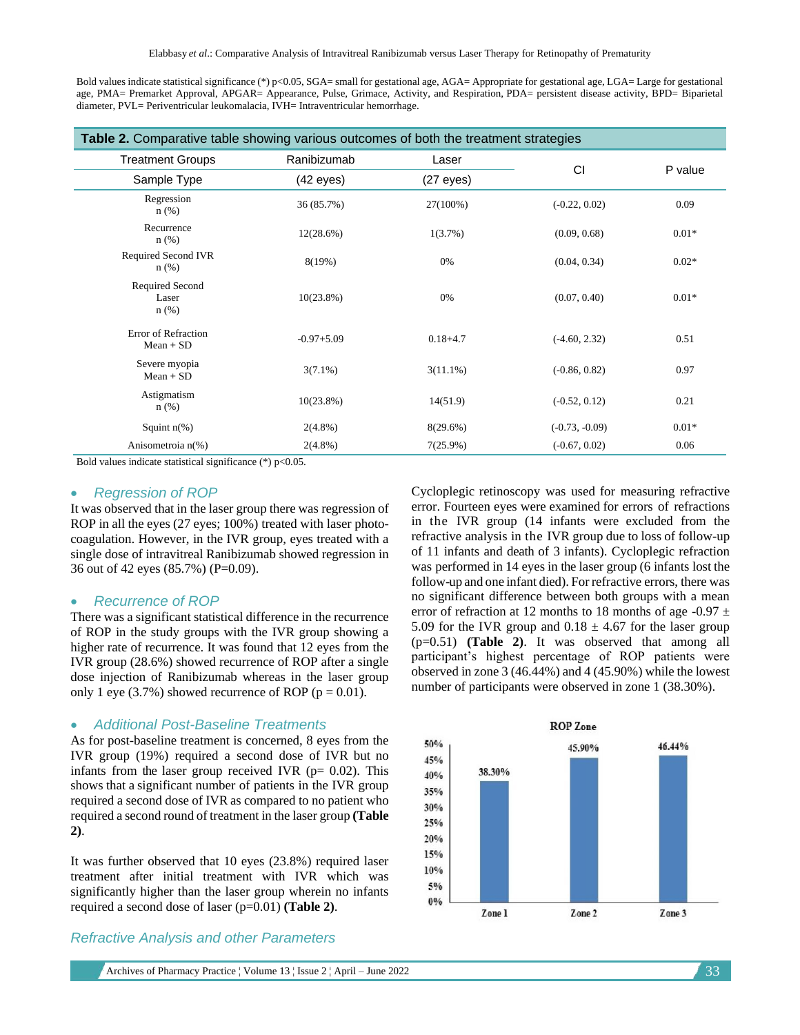Bold values indicate statistical significance (*) p<0.05, SGA= small for gestational age, AGA= Appropriate for gestational age, LGA= Large for gestational age, PMA= Premarket Approval, APGAR= Appearance, Pulse, Grimace, Activity, and Respiration, PDA= persistent disease activity, BPD= Biparietal diameter, PVL= Periventricular leukomalacia, IVH= Intraventricular hemorrhage.

**Table 2.** Comparative table showing various outcomes of both the treatment strategies

| Treatment Groups | Ranibizumab | Laser | CI | P value |
|---|---|---|---|---|
| Sample Type | (42 eyes) | (27 eyes) | | |
| Regression n (%) | 36 (85.7%) | 27(100%) | (-0.22, 0.02) | 0.09 |
| Recurrence n (%) | 12(28.6%) | 1(3.7%) | (0.09, 0.68) | 0.01* |
| Required Second IVR n (%) | 8(19%) | 0% | (0.04, 0.34) | 0.02* |
| Required Second Laser n (%) | 10(23.8%) | 0% | (0.07, 0.40) | 0.01* |
| Error of Refraction Mean + SD | -0.97+5.09 | 0.18+4.7 | (-4.60, 2.32) | 0.51 |
| Severe myopia Mean + SD | 3(7.1%) | 3(11.1%) | (-0.86, 0.82) | 0.97 |
| Astigmatism n (%) | 10(23.8%) | 14(51.9) | (-0.52, 0.12) | 0.21 |
| Squint n(%) | 2(4.8%) | 8(29.6%) | (-0.73, -0.09) | 0.01* |
| Anisometroia n(%) | 2(4.8%) | 7(25.9%) | (-0.67, 0.02) | 0.06 |

Bold values indicate statistical significance (*) p<0.05.

- *Regression of ROP*

It was observed that in the laser group there was regression of ROP in all the eyes (27 eyes; 100%) treated with laser photo-coagulation. However, in the IVR group, eyes treated with a single dose of intravitreal Ranibizumab showed regression in 36 out of 42 eyes (85.7%) (P=0.09).

- *Recurrence of ROP*

There was a significant statistical difference in the recurrence of ROP in the study groups with the IVR group showing a higher rate of recurrence. It was found that 12 eyes from the IVR group (28.6%) showed recurrence of ROP after a single dose injection of Ranibizumab whereas in the laser group only 1 eye (3.7%) showed recurrence of ROP (p = 0.01).

- *Additional Post-Baseline Treatments*

As for post-baseline treatment is concerned, 8 eyes from the IVR group (19%) required a second dose of IVR but no infants from the laser group received IVR (p= 0.02). This shows that a significant number of patients in the IVR group required a second dose of IVR as compared to no patient who required a second round of treatment in the laser group **(Table 2)**.

It was further observed that 10 eyes (23.8%) required laser treatment after initial treatment with IVR which was significantly higher than the laser group wherein no infants required a second dose of laser (p=0.01) **(Table 2)**.

### *Refractive Analysis and other Parameters*

Cycloplegic retinoscopy was used for measuring refractive error. Fourteen eyes were examined for errors of refractions in the IVR group (14 infants were excluded from the refractive analysis in the IVR group due to loss of follow-up of 11 infants and death of 3 infants). Cycloplegic refraction was performed in 14 eyes in the laser group (6 infants lost the follow-up and one infant died). For refractive errors, there was no significant difference between both groups with a mean error of refraction at 12 months to 18 months of age -0.97 ± 5.09 for the IVR group and 0.18 ± 4.67 for the laser group (p=0.51) **(Table 2)**. It was observed that among all participant's highest percentage of ROP patients were observed in zone 3 (46.44%) and 4 (45.90%) while the lowest number of participants were observed in zone 1 (38.30%).

ROP Zone

| Zone | Percentage |
|---|---|
| Zone 1 | 38.30% |
| Zone 2 | 45.90% |
| Zone 3 | 46.44% |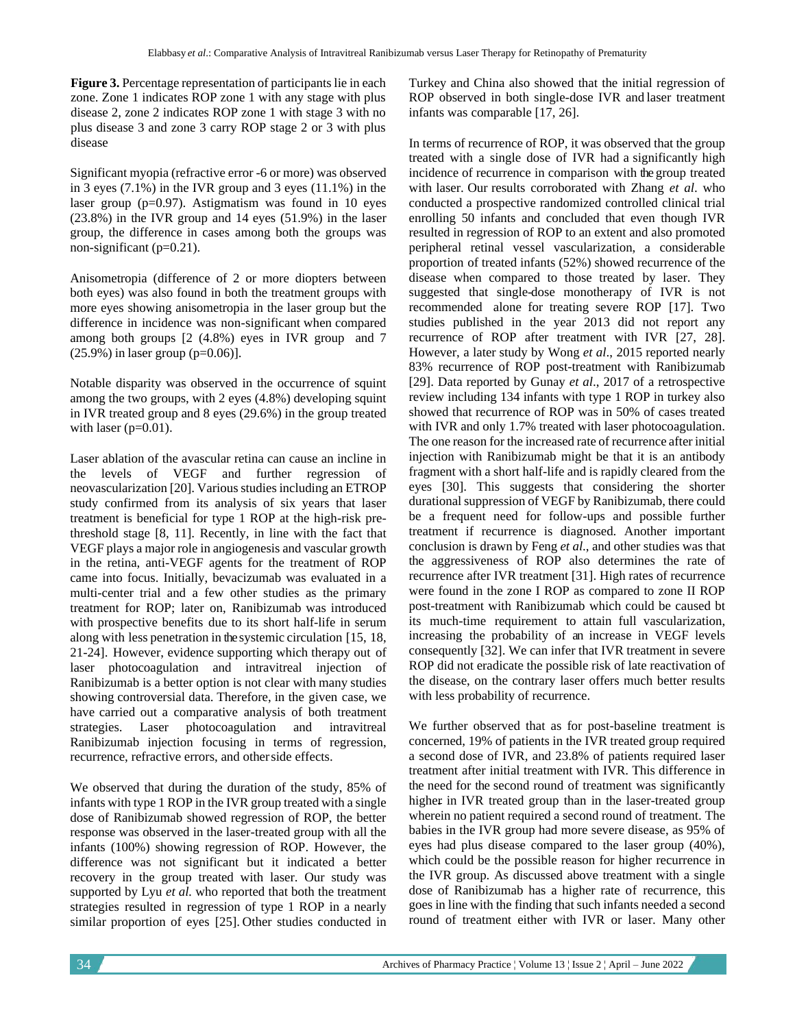**Figure 3.** Percentage representation of participants lie in each zone. Zone 1 indicates ROP zone 1 with any stage with plus disease 2, zone 2 indicates ROP zone 1 with stage 3 with no plus disease 3 and zone 3 carry ROP stage 2 or 3 with plus disease

Significant myopia (refractive error -6 or more) was observed in 3 eyes (7.1%) in the IVR group and 3 eyes (11.1%) in the laser group (p=0.97). Astigmatism was found in 10 eyes (23.8%) in the IVR group and 14 eyes (51.9%) in the laser group, the difference in cases among both the groups was non-significant (p=0.21).

Anisometropia (difference of 2 or more diopters between both eyes) was also found in both the treatment groups with more eyes showing anisometropia in the laser group but the difference in incidence was non-significant when compared among both groups [2 (4.8%) eyes in IVR group and 7 (25.9%) in laser group (p=0.06)].

Notable disparity was observed in the occurrence of squint among the two groups, with 2 eyes (4.8%) developing squint in IVR treated group and 8 eyes (29.6%) in the group treated with laser (p=0.01).

Laser ablation of the avascular retina can cause an incline in the levels of VEGF and further regression of neovascularization [20]. Various studies including an ETROP study confirmed from its analysis of six years that laser treatment is beneficial for type 1 ROP at the high-risk pre-threshold stage [8, 11]. Recently, in line with the fact that VEGF plays a major role in angiogenesis and vascular growth in the retina, anti-VEGF agents for the treatment of ROP came into focus. Initially, bevacizumab was evaluated in a multi-center trial and a few other studies as the primary treatment for ROP; later on, Ranibizumab was introduced with prospective benefits due to its short half-life in serum along with less penetration in the systemic circulation [15, 18, 21-24]. However, evidence supporting which therapy out of laser photocoagulation and intravitreal injection of Ranibizumab is a better option is not clear with many studies showing controversial data. Therefore, in the given case, we have carried out a comparative analysis of both treatment strategies. Laser photocoagulation and intravitreal Ranibizumab injection focusing in terms of regression, recurrence, refractive errors, and other side effects.

We observed that during the duration of the study, 85% of infants with type 1 ROP in the IVR group treated with a single dose of Ranibizumab showed regression of ROP, the better response was observed in the laser-treated group with all the infants (100%) showing regression of ROP. However, the difference was not significant but it indicated a better recovery in the group treated with laser. Our study was supported by Lyu *et al.* who reported that both the treatment strategies resulted in regression of type 1 ROP in a nearly similar proportion of eyes [25]. Other studies conducted in Turkey and China also showed that the initial regression of ROP observed in both single-dose IVR and laser treatment infants was comparable [17, 26].

In terms of recurrence of ROP, it was observed that the group treated with a single dose of IVR had a significantly high incidence of recurrence in comparison with the group treated with laser. Our results corroborated with Zhang *et al*. who conducted a prospective randomized controlled clinical trial enrolling 50 infants and concluded that even though IVR resulted in regression of ROP to an extent and also promoted peripheral retinal vessel vascularization, a considerable proportion of treated infants (52%) showed recurrence of the disease when compared to those treated by laser. They suggested that single-dose monotherapy of IVR is not recommended alone for treating severe ROP [17]. Two studies published in the year 2013 did not report any recurrence of ROP after treatment with IVR [27, 28]. However, a later study by Wong *et al*., 2015 reported nearly 83% recurrence of ROP post-treatment with Ranibizumab [29]. Data reported by Gunay *et al*., 2017 of a retrospective review including 134 infants with type 1 ROP in turkey also showed that recurrence of ROP was in 50% of cases treated with IVR and only 1.7% treated with laser photocoagulation. The one reason for the increased rate of recurrence after initial injection with Ranibizumab might be that it is an antibody fragment with a short half-life and is rapidly cleared from the eyes [30]. This suggests that considering the shorter durational suppression of VEGF by Ranibizumab, there could be a frequent need for follow-ups and possible further treatment if recurrence is diagnosed. Another important conclusion is drawn by Feng *et al*., and other studies was that the aggressiveness of ROP also determines the rate of recurrence after IVR treatment [31]. High rates of recurrence were found in the zone I ROP as compared to zone II ROP post-treatment with Ranibizumab which could be caused bt its much-time requirement to attain full vascularization, increasing the probability of an increase in VEGF levels consequently [32]. We can infer that IVR treatment in severe ROP did not eradicate the possible risk of late reactivation of the disease, on the contrary laser offers much better results with less probability of recurrence.

We further observed that as for post-baseline treatment is concerned, 19% of patients in the IVR treated group required a second dose of IVR, and 23.8% of patients required laser treatment after initial treatment with IVR. This difference in the need for the second round of treatment was significantly higher in IVR treated group than in the laser-treated group wherein no patient required a second round of treatment. The babies in the IVR group had more severe disease, as 95% of eyes had plus disease compared to the laser group (40%), which could be the possible reason for higher recurrence in the IVR group. As discussed above treatment with a single dose of Ranibizumab has a higher rate of recurrence, this goes in line with the finding that such infants needed a second round of treatment either with IVR or laser. Many other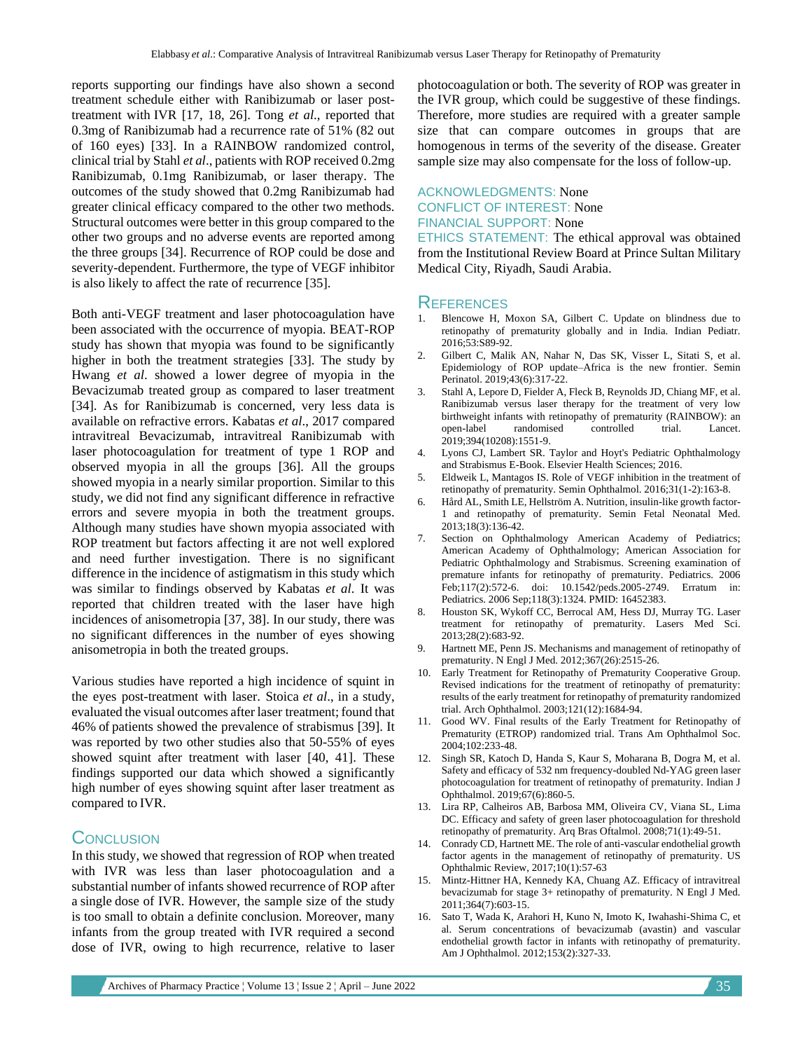reports supporting our findings have also shown a second treatment schedule either with Ranibizumab or laser post-treatment with IVR [17, 18, 26]. Tong *et al*., reported that 0.3mg of Ranibizumab had a recurrence rate of 51% (82 out of 160 eyes) [33]. In a RAINBOW randomized control, clinical trial by Stahl *et al*., patients with ROP received 0.2mg Ranibizumab, 0.1mg Ranibizumab, or laser therapy. The outcomes of the study showed that 0.2mg Ranibizumab had greater clinical efficacy compared to the other two methods. Structural outcomes were better in this group compared to the other two groups and no adverse events are reported among the three groups [34]. Recurrence of ROP could be dose and severity-dependent. Furthermore, the type of VEGF inhibitor is also likely to affect the rate of recurrence [35].

Both anti-VEGF treatment and laser photocoagulation have been associated with the occurrence of myopia. BEAT-ROP study has shown that myopia was found to be significantly higher in both the treatment strategies [33]. The study by Hwang *et al*. showed a lower degree of myopia in the Bevacizumab treated group as compared to laser treatment [34]. As for Ranibizumab is concerned, very less data is available on refractive errors. Kabatas *et al*., 2017 compared intravitreal Bevacizumab, intravitreal Ranibizumab with laser photocoagulation for treatment of type 1 ROP and observed myopia in all the groups [36]. All the groups showed myopia in a nearly similar proportion. Similar to this study, we did not find any significant difference in refractive errors and severe myopia in both the treatment groups. Although many studies have shown myopia associated with ROP treatment but factors affecting it are not well explored and need further investigation. There is no significant difference in the incidence of astigmatism in this study which was similar to findings observed by Kabatas *et al*. It was reported that children treated with the laser have high incidences of anisometropia [37, 38]. In our study, there was no significant differences in the number of eyes showing anisometropia in both the treated groups.

Various studies have reported a high incidence of squint in the eyes post-treatment with laser. Stoica *et al*., in a study, evaluated the visual outcomes after laser treatment; found that 46% of patients showed the prevalence of strabismus [39]. It was reported by two other studies also that 50-55% of eyes showed squint after treatment with laser [40, 41]. These findings supported our data which showed a significantly high number of eyes showing squint after laser treatment as compared to IVR.

## Conclusion

In this study, we showed that regression of ROP when treated with IVR was less than laser photocoagulation and a substantial number of infants showed recurrence of ROP after a single dose of IVR. However, the sample size of the study is too small to obtain a definite conclusion. Moreover, many infants from the group treated with IVR required a second dose of IVR, owing to high recurrence, relative to laser photocoagulation or both. The severity of ROP was greater in the IVR group, which could be suggestive of these findings. Therefore, more studies are required with a greater sample size that can compare outcomes in groups that are homogenous in terms of the severity of the disease. Greater sample size may also compensate for the loss of follow-up.

ACKNOWLEDGMENTS: None

CONFLICT OF INTEREST: None

FINANCIAL SUPPORT: None

ETHICS STATEMENT: The ethical approval was obtained from the Institutional Review Board at Prince Sultan Military Medical City, Riyadh, Saudi Arabia.

## References

1. Blencowe H, Moxon SA, Gilbert C. Update on blindness due to retinopathy of prematurity globally and in India. Indian Pediatr. 2016;53:S89-92.
2. Gilbert C, Malik AN, Nahar N, Das SK, Visser L, Sitati S, et al. Epidemiology of ROP update–Africa is the new frontier. Semin Perinatol. 2019;43(6):317-22.
3. Stahl A, Lepore D, Fielder A, Fleck B, Reynolds JD, Chiang MF, et al. Ranibizumab versus laser therapy for the treatment of very low birthweight infants with retinopathy of prematurity (RAINBOW): an open-label randomised controlled trial. Lancet. 2019;394(10208):1551-9.
4. Lyons CJ, Lambert SR. Taylor and Hoyt's Pediatric Ophthalmology and Strabismus E-Book. Elsevier Health Sciences; 2016.
5. Eldweik L, Mantagos IS. Role of VEGF inhibition in the treatment of retinopathy of prematurity. Semin Ophthalmol. 2016;31(1-2):163-8.
6. Hård AL, Smith LE, Hellström A. Nutrition, insulin-like growth factor-1 and retinopathy of prematurity. Semin Fetal Neonatal Med. 2013;18(3):136-42.
7. Section on Ophthalmology American Academy of Pediatrics; American Academy of Ophthalmology; American Association for Pediatric Ophthalmology and Strabismus. Screening examination of premature infants for retinopathy of prematurity. Pediatrics. 2006 Feb;117(2):572-6. doi: 10.1542/peds.2005-2749. Erratum in: Pediatrics. 2006 Sep;118(3):1324. PMID: 16452383.
8. Houston SK, Wykoff CC, Berrocal AM, Hess DJ, Murray TG. Laser treatment for retinopathy of prematurity. Lasers Med Sci. 2013;28(2):683-92.
9. Hartnett ME, Penn JS. Mechanisms and management of retinopathy of prematurity. N Engl J Med. 2012;367(26):2515-26.
10. Early Treatment for Retinopathy of Prematurity Cooperative Group. Revised indications for the treatment of retinopathy of prematurity: results of the early treatment for retinopathy of prematurity randomized trial. Arch Ophthalmol. 2003;121(12):1684-94.
11. Good WV. Final results of the Early Treatment for Retinopathy of Prematurity (ETROP) randomized trial. Trans Am Ophthalmol Soc. 2004;102:233-48.
12. Singh SR, Katoch D, Handa S, Kaur S, Moharana B, Dogra M, et al. Safety and efficacy of 532 nm frequency-doubled Nd-YAG green laser photocoagulation for treatment of retinopathy of prematurity. Indian J Ophthalmol. 2019;67(6):860-5.
13. Lira RP, Calheiros AB, Barbosa MM, Oliveira CV, Viana SL, Lima DC. Efficacy and safety of green laser photocoagulation for threshold retinopathy of prematurity. Arq Bras Oftalmol. 2008;71(1):49-51.
14. Conrady CD, Hartnett ME. The role of anti-vascular endothelial growth factor agents in the management of retinopathy of prematurity. US Ophthalmic Review, 2017;10(1):57-63
15. Mintz-Hittner HA, Kennedy KA, Chuang AZ. Efficacy of intravitreal bevacizumab for stage 3+ retinopathy of prematurity. N Engl J Med. 2011;364(7):603-15.
16. Sato T, Wada K, Arahori H, Kuno N, Imoto K, Iwahashi-Shima C, et al. Serum concentrations of bevacizumab (avastin) and vascular endothelial growth factor in infants with retinopathy of prematurity. Am J Ophthalmol. 2012;153(2):327-33.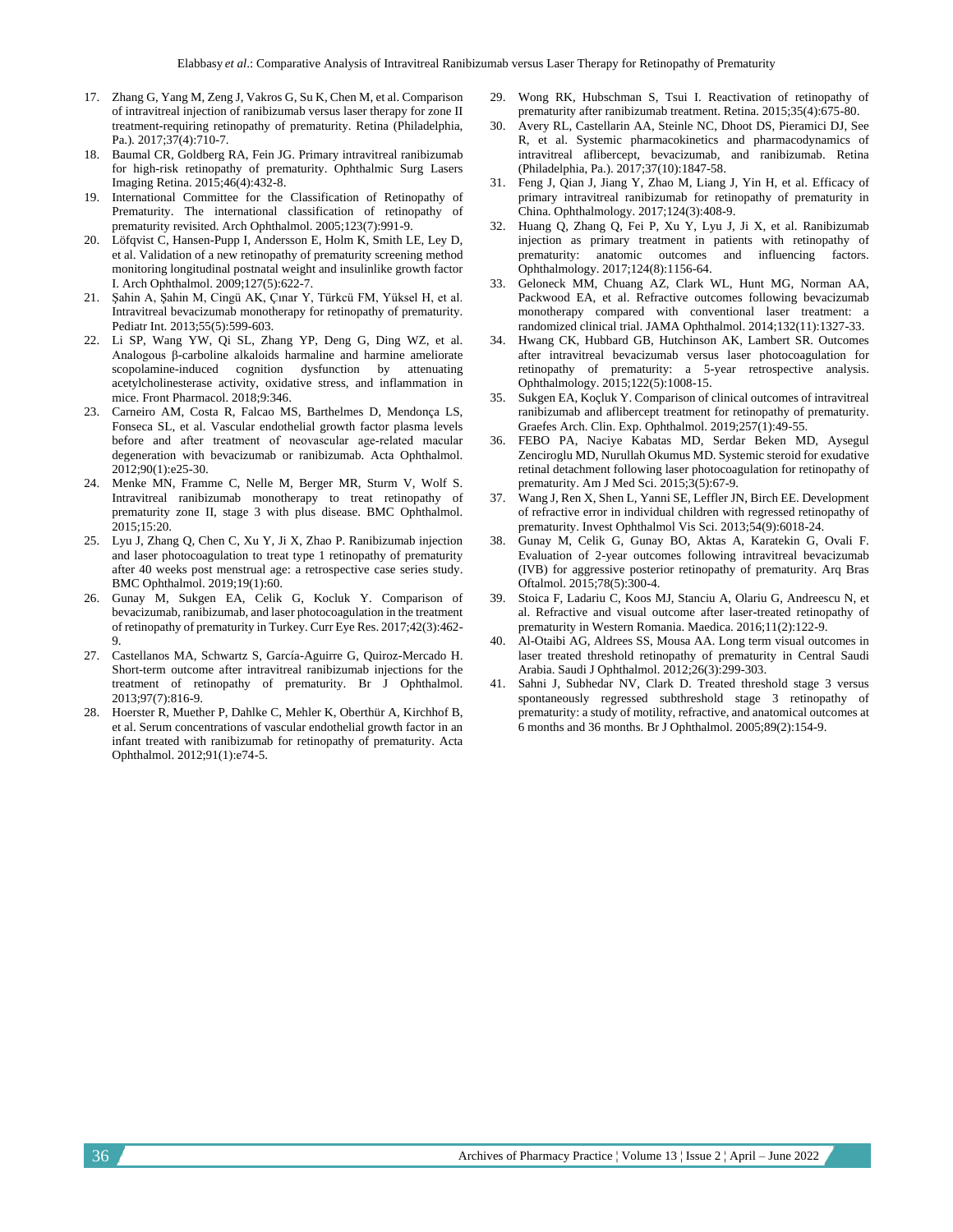17. Zhang G, Yang M, Zeng J, Vakros G, Su K, Chen M, et al. Comparison of intravitreal injection of ranibizumab versus laser therapy for zone II treatment-requiring retinopathy of prematurity. Retina (Philadelphia, Pa.). 2017;37(4):710-7.
18. Baumal CR, Goldberg RA, Fein JG. Primary intravitreal ranibizumab for high-risk retinopathy of prematurity. Ophthalmic Surg Lasers Imaging Retina. 2015;46(4):432-8.
19. International Committee for the Classification of Retinopathy of Prematurity. The international classification of retinopathy of prematurity revisited. Arch Ophthalmol. 2005;123(7):991-9.
20. Löfqvist C, Hansen-Pupp I, Andersson E, Holm K, Smith LE, Ley D, et al. Validation of a new retinopathy of prematurity screening method monitoring longitudinal postnatal weight and insulinlike growth factor I. Arch Ophthalmol. 2009;127(5):622-7.
21. Şahin A, Şahin M, Cingü AK, Çınar Y, Türkcü FM, Yüksel H, et al. Intravitreal bevacizumab monotherapy for retinopathy of prematurity. Pediatr Int. 2013;55(5):599-603.
22. Li SP, Wang YW, Qi SL, Zhang YP, Deng G, Ding WZ, et al. Analogous β-carboline alkaloids harmaline and harmine ameliorate scopolamine-induced cognition dysfunction by attenuating acetylcholinesterase activity, oxidative stress, and inflammation in mice. Front Pharmacol. 2018;9:346.
23. Carneiro AM, Costa R, Falcao MS, Barthelmes D, Mendonça LS, Fonseca SL, et al. Vascular endothelial growth factor plasma levels before and after treatment of neovascular age-related macular degeneration with bevacizumab or ranibizumab. Acta Ophthalmol. 2012;90(1):e25-30.
24. Menke MN, Framme C, Nelle M, Berger MR, Sturm V, Wolf S. Intravitreal ranibizumab monotherapy to treat retinopathy of prematurity zone II, stage 3 with plus disease. BMC Ophthalmol. 2015;15:20.
25. Lyu J, Zhang Q, Chen C, Xu Y, Ji X, Zhao P. Ranibizumab injection and laser photocoagulation to treat type 1 retinopathy of prematurity after 40 weeks post menstrual age: a retrospective case series study. BMC Ophthalmol. 2019;19(1):60.
26. Gunay M, Sukgen EA, Celik G, Kocluk Y. Comparison of bevacizumab, ranibizumab, and laser photocoagulation in the treatment of retinopathy of prematurity in Turkey. Curr Eye Res. 2017;42(3):462-9.
27. Castellanos MA, Schwartz S, García-Aguirre G, Quiroz-Mercado H. Short-term outcome after intravitreal ranibizumab injections for the treatment of retinopathy of prematurity. Br J Ophthalmol. 2013;97(7):816-9.
28. Hoerster R, Muether P, Dahlke C, Mehler K, Oberthür A, Kirchhof B, et al. Serum concentrations of vascular endothelial growth factor in an infant treated with ranibizumab for retinopathy of prematurity. Acta Ophthalmol. 2012;91(1):e74-5.
29. Wong RK, Hubschman S, Tsui I. Reactivation of retinopathy of prematurity after ranibizumab treatment. Retina. 2015;35(4):675-80.
30. Avery RL, Castellarin AA, Steinle NC, Dhoot DS, Pieramici DJ, See R, et al. Systemic pharmacokinetics and pharmacodynamics of intravitreal aflibercept, bevacizumab, and ranibizumab. Retina (Philadelphia, Pa.). 2017;37(10):1847-58.
31. Feng J, Qian J, Jiang Y, Zhao M, Liang J, Yin H, et al. Efficacy of primary intravitreal ranibizumab for retinopathy of prematurity in China. Ophthalmology. 2017;124(3):408-9.
32. Huang Q, Zhang Q, Fei P, Xu Y, Lyu J, Ji X, et al. Ranibizumab injection as primary treatment in patients with retinopathy of prematurity: anatomic outcomes and influencing factors. Ophthalmology. 2017;124(8):1156-64.
33. Geloneck MM, Chuang AZ, Clark WL, Hunt MG, Norman AA, Packwood EA, et al. Refractive outcomes following bevacizumab monotherapy compared with conventional laser treatment: a randomized clinical trial. JAMA Ophthalmol. 2014;132(11):1327-33.
34. Hwang CK, Hubbard GB, Hutchinson AK, Lambert SR. Outcomes after intravitreal bevacizumab versus laser photocoagulation for retinopathy of prematurity: a 5-year retrospective analysis. Ophthalmology. 2015;122(5):1008-15.
35. Sukgen EA, Koçluk Y. Comparison of clinical outcomes of intravitreal ranibizumab and aflibercept treatment for retinopathy of prematurity. Graefes Arch. Clin. Exp. Ophthalmol. 2019;257(1):49-55.
36. FEBO PA, Naciye Kabatas MD, Serdar Beken MD, Aysegul Zenciroglu MD, Nurullah Okumus MD. Systemic steroid for exudative retinal detachment following laser photocoagulation for retinopathy of prematurity. Am J Med Sci. 2015;3(5):67-9.
37. Wang J, Ren X, Shen L, Yanni SE, Leffler JN, Birch EE. Development of refractive error in individual children with regressed retinopathy of prematurity. Invest Ophthalmol Vis Sci. 2013;54(9):6018-24.
38. Gunay M, Celik G, Gunay BO, Aktas A, Karatekin G, Ovali F. Evaluation of 2-year outcomes following intravitreal bevacizumab (IVB) for aggressive posterior retinopathy of prematurity. Arq Bras Oftalmol. 2015;78(5):300-4.
39. Stoica F, Ladariu C, Koos MJ, Stanciu A, Olariu G, Andreescu N, et al. Refractive and visual outcome after laser-treated retinopathy of prematurity in Western Romania. Maedica. 2016;11(2):122-9.
40. Al-Otaibi AG, Aldrees SS, Mousa AA. Long term visual outcomes in laser treated threshold retinopathy of prematurity in Central Saudi Arabia. Saudi J Ophthalmol. 2012;26(3):299-303.
41. Sahni J, Subhedar NV, Clark D. Treated threshold stage 3 versus spontaneously regressed subthreshold stage 3 retinopathy of prematurity: a study of motility, refractive, and anatomical outcomes at 6 months and 36 months. Br J Ophthalmol. 2005;89(2):154-9.